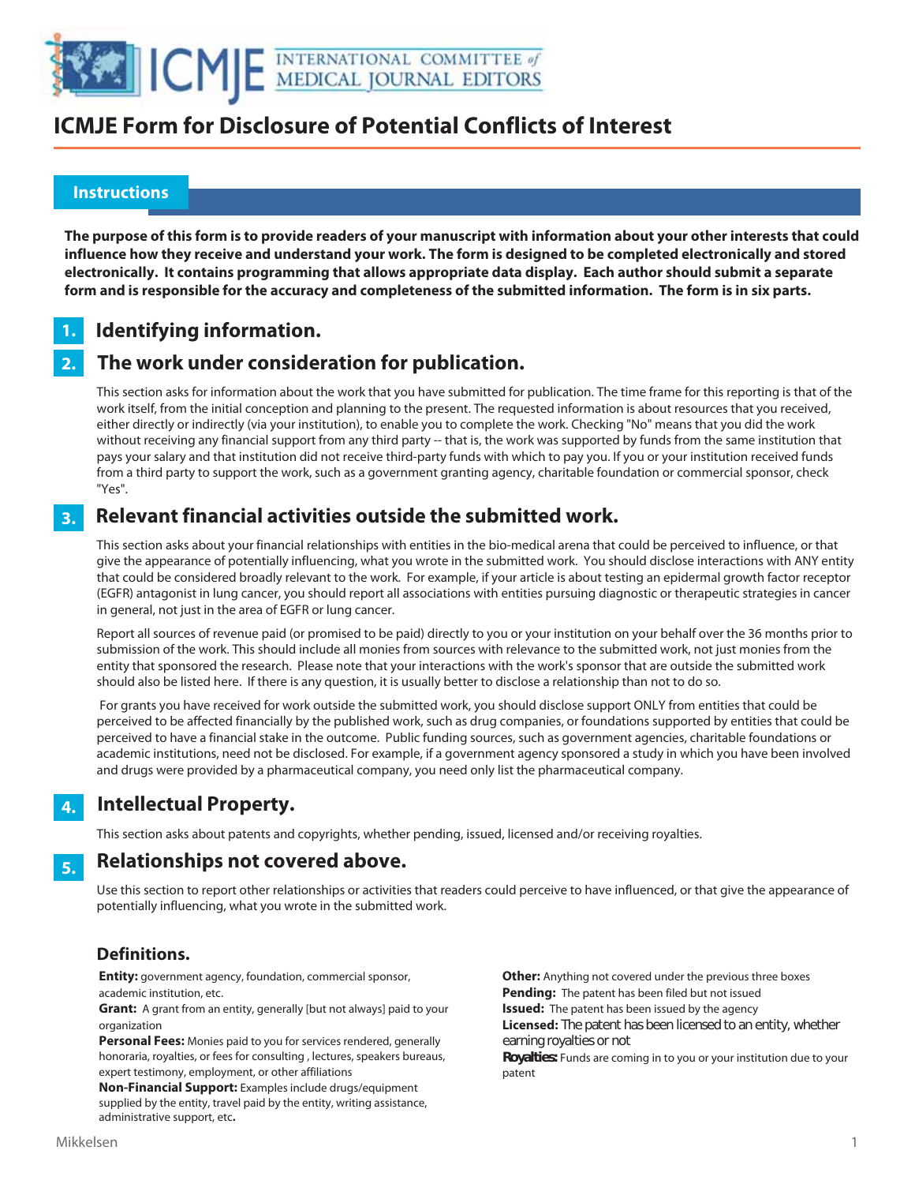# ICMJE Form for Disclosure of Potential Conflicts of Interest

## Instructions

**The purpose of this form is to provide readers of your manuscript with information about your other interests that could influence how they receive and understand your work. The form is designed to be completed electronically and stored electronically. It contains programming that allows appropriate data display. Each author should submit a separate form and is responsible for the accuracy and completeness of the submitted information. The form is in six parts.**

## 1. Identifying information.

## 2. The work under consideration for publication.

This section asks for information about the work that you have submitted for publication. The time frame for this reporting is that of the work itself, from the initial conception and planning to the present. The requested information is about resources that you received, either directly or indirectly (via your institution), to enable you to complete the work. Checking "No" means that you did the work without receiving any financial support from any third party -- that is, the work was supported by funds from the same institution that pays your salary and that institution did not receive third-party funds with which to pay you. If you or your institution received funds from a third party to support the work, such as a government granting agency, charitable foundation or commercial sponsor, check "Yes".

## 3. Relevant financial activities outside the submitted work.

This section asks about your financial relationships with entities in the bio-medical arena that could be perceived to influence, or that give the appearance of potentially influencing, what you wrote in the submitted work. You should disclose interactions with ANY entity that could be considered broadly relevant to the work. For example, if your article is about testing an epidermal growth factor receptor (EGFR) antagonist in lung cancer, you should report all associations with entities pursuing diagnostic or therapeutic strategies in cancer in general, not just in the area of EGFR or lung cancer.

Report all sources of revenue paid (or promised to be paid) directly to you or your institution on your behalf over the 36 months prior to submission of the work. This should include all monies from sources with relevance to the submitted work, not just monies from the entity that sponsored the research. Please note that your interactions with the work's sponsor that are outside the submitted work should also be listed here. If there is any question, it is usually better to disclose a relationship than not to do so.

For grants you have received for work outside the submitted work, you should disclose support ONLY from entities that could be perceived to be affected financially by the published work, such as drug companies, or foundations supported by entities that could be perceived to have a financial stake in the outcome. Public funding sources, such as government agencies, charitable foundations or academic institutions, need not be disclosed. For example, if a government agency sponsored a study in which you have been involved and drugs were provided by a pharmaceutical company, you need only list the pharmaceutical company.

## 4. Intellectual Property.

This section asks about patents and copyrights, whether pending, issued, licensed and/or receiving royalties.

## 5. Relationships not covered above.

Use this section to report other relationships or activities that readers could perceive to have influenced, or that give the appearance of potentially influencing, what you wrote in the submitted work.

### Definitions.

**Entity:** government agency, foundation, commercial sponsor, academic institution, etc.

**Grant:** A grant from an entity, generally [but not always] paid to your organization

**Personal Fees:** Monies paid to you for services rendered, generally honoraria, royalties, or fees for consulting , lectures, speakers bureaus, expert testimony, employment, or other affiliations

**Non-Financial Support:** Examples include drugs/equipment supplied by the entity, travel paid by the entity, writing assistance, administrative support, etc**.**

**Other:** Anything not covered under the previous three boxes

**Pending:** The patent has been filed but not issued

**Issued:** The patent has been issued by the agency

**Licensed:** The patent has been licensed to an entity, whether earning royalties or not

**Royalties:** Funds are coming in to you or your institution due to your patent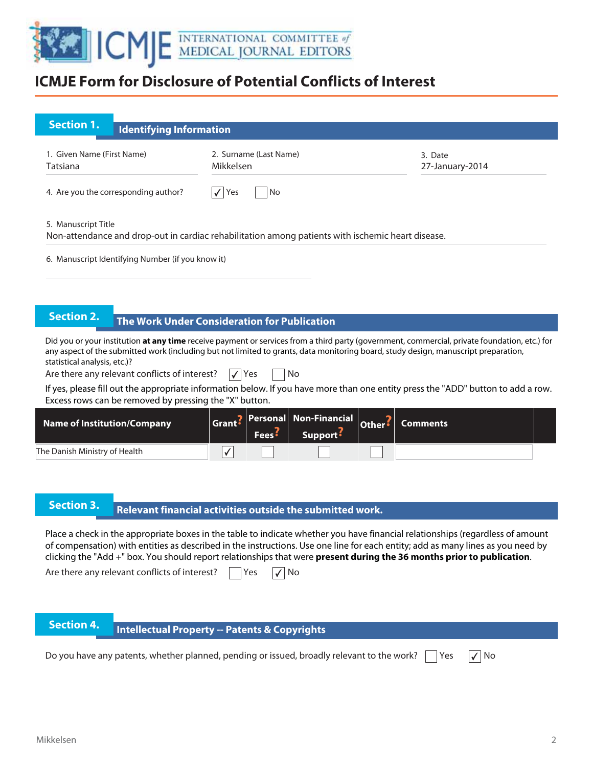# ICMJE Form for Disclosure of Potential Conflicts of Interest

## Section 1. Identifying Information

1. Given Name (First Name): Tatsiana
2. Surname (Last Name): Mikkelsen
3. Date: 27-January-2014

4. Are you the corresponding author? ☑ Yes ☐ No

5. Manuscript Title
Non-attendance and drop-out in cardiac rehabilitation among patients with ischemic heart disease.

6. Manuscript Identifying Number (if you know it)

## Section 2. The Work Under Consideration for Publication

Did you or your institution **at any time** receive payment or services from a third party (government, commercial, private foundation, etc.) for any aspect of the submitted work (including but not limited to grants, data monitoring board, study design, manuscript preparation, statistical analysis, etc.)?

Are there any relevant conflicts of interest? ☑ Yes ☐ No

If yes, please fill out the appropriate information below. If you have more than one entity press the "ADD" button to add a row. Excess rows can be removed by pressing the "X" button.

| Name of Institution/Company | Grant? | Personal Fees? | Non-Financial Support? | Other? | Comments |
|---|---|---|---|---|---|
| The Danish Ministry of Health | ☑ | ☐ | ☐ | ☐ | |

## Section 3. Relevant financial activities outside the submitted work.

Place a check in the appropriate boxes in the table to indicate whether you have financial relationships (regardless of amount of compensation) with entities as described in the instructions. Use one line for each entity; add as many lines as you need by clicking the "Add +" box. You should report relationships that were **present during the 36 months prior to publication**.

Are there any relevant conflicts of interest? ☐ Yes ☑ No

## Section 4. Intellectual Property -- Patents & Copyrights

Do you have any patents, whether planned, pending or issued, broadly relevant to the work? ☐ Yes ☑ No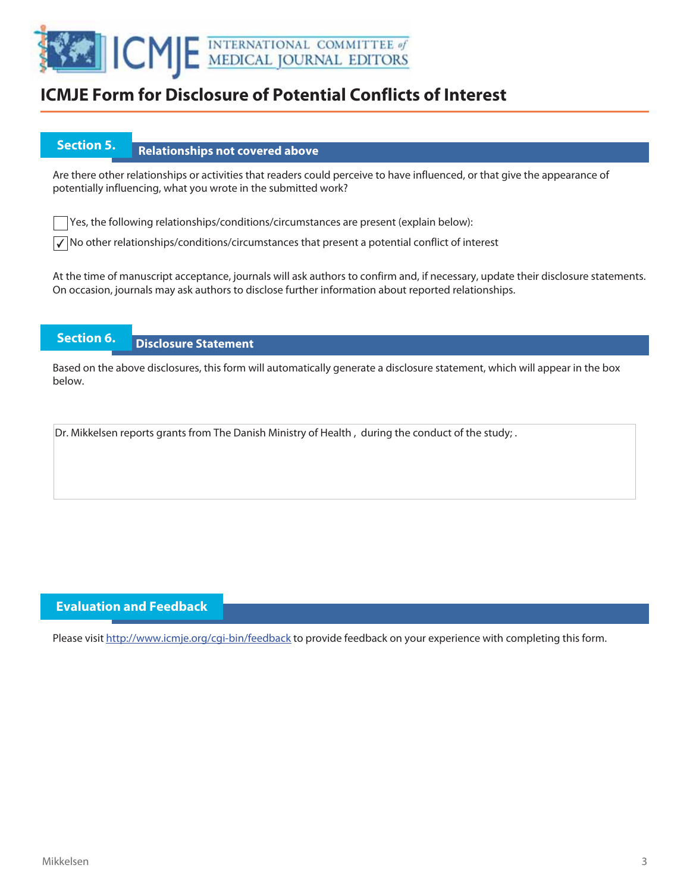# ICMJE Form for Disclosure of Potential Conflicts of Interest

## Section 5. Relationships not covered above

Are there other relationships or activities that readers could perceive to have influenced, or that give the appearance of potentially influencing, what you wrote in the submitted work?

☐ Yes, the following relationships/conditions/circumstances are present (explain below):

☑ No other relationships/conditions/circumstances that present a potential conflict of interest

At the time of manuscript acceptance, journals will ask authors to confirm and, if necessary, update their disclosure statements. On occasion, journals may ask authors to disclose further information about reported relationships.

## Section 6. Disclosure Statement

Based on the above disclosures, this form will automatically generate a disclosure statement, which will appear in the box below.

Dr. Mikkelsen reports grants from The Danish Ministry of Health , during the conduct of the study; .

## Evaluation and Feedback

Please visit http://www.icmje.org/cgi-bin/feedback to provide feedback on your experience with completing this form.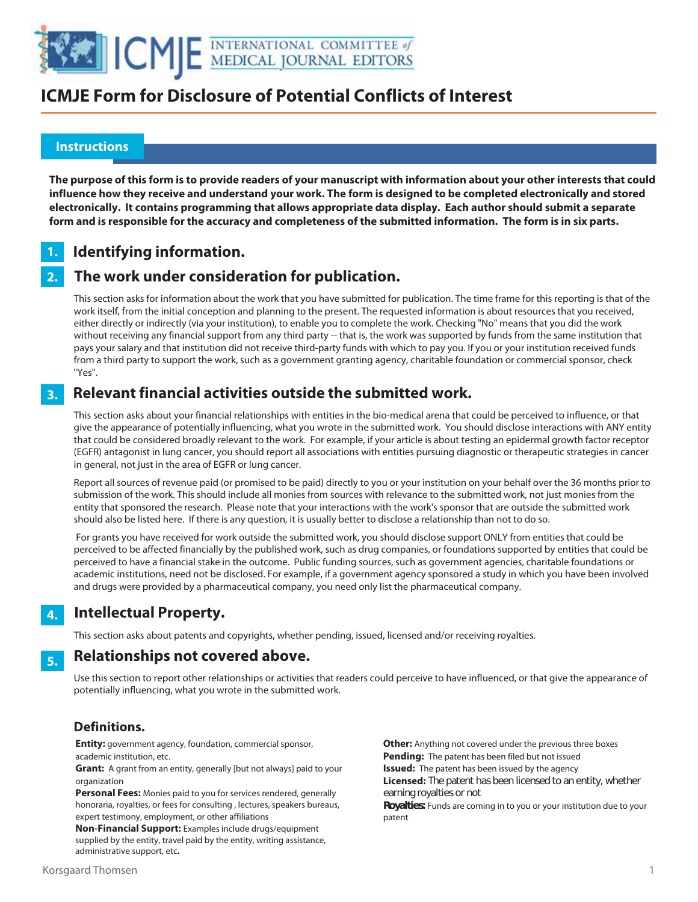# ICMJE Form for Disclosure of Potential Conflicts of Interest

## Instructions

**The purpose of this form is to provide readers of your manuscript with information about your other interests that could influence how they receive and understand your work. The form is designed to be completed electronically and stored electronically. It contains programming that allows appropriate data display. Each author should submit a separate form and is responsible for the accuracy and completeness of the submitted information. The form is in six parts.**

### 1. Identifying information.

### 2. The work under consideration for publication.

This section asks for information about the work that you have submitted for publication. The time frame for this reporting is that of the work itself, from the initial conception and planning to the present. The requested information is about resources that you received, either directly or indirectly (via your institution), to enable you to complete the work. Checking "No" means that you did the work without receiving any financial support from any third party -- that is, the work was supported by funds from the same institution that pays your salary and that institution did not receive third-party funds with which to pay you. If you or your institution received funds from a third party to support the work, such as a government granting agency, charitable foundation or commercial sponsor, check "Yes".

### 3. Relevant financial activities outside the submitted work.

This section asks about your financial relationships with entities in the bio-medical arena that could be perceived to influence, or that give the appearance of potentially influencing, what you wrote in the submitted work. You should disclose interactions with ANY entity that could be considered broadly relevant to the work. For example, if your article is about testing an epidermal growth factor receptor (EGFR) antagonist in lung cancer, you should report all associations with entities pursuing diagnostic or therapeutic strategies in cancer in general, not just in the area of EGFR or lung cancer.

Report all sources of revenue paid (or promised to be paid) directly to you or your institution on your behalf over the 36 months prior to submission of the work. This should include all monies from sources with relevance to the submitted work, not just monies from the entity that sponsored the research. Please note that your interactions with the work's sponsor that are outside the submitted work should also be listed here. If there is any question, it is usually better to disclose a relationship than not to do so.

For grants you have received for work outside the submitted work, you should disclose support ONLY from entities that could be perceived to be affected financially by the published work, such as drug companies, or foundations supported by entities that could be perceived to have a financial stake in the outcome. Public funding sources, such as government agencies, charitable foundations or academic institutions, need not be disclosed. For example, if a government agency sponsored a study in which you have been involved and drugs were provided by a pharmaceutical company, you need only list the pharmaceutical company.

### 4. Intellectual Property.

This section asks about patents and copyrights, whether pending, issued, licensed and/or receiving royalties.

### 5. Relationships not covered above.

Use this section to report other relationships or activities that readers could perceive to have influenced, or that give the appearance of potentially influencing, what you wrote in the submitted work.

### Definitions.

**Entity:** government agency, foundation, commercial sponsor, academic institution, etc.

**Grant:** A grant from an entity, generally [but not always] paid to your organization

**Personal Fees:** Monies paid to you for services rendered, generally honoraria, royalties, or fees for consulting , lectures, speakers bureaus, expert testimony, employment, or other affiliations

**Non-Financial Support:** Examples include drugs/equipment supplied by the entity, travel paid by the entity, writing assistance, administrative support, etc**.**

**Other:** Anything not covered under the previous three boxes

**Pending:** The patent has been filed but not issued

**Issued:** The patent has been issued by the agency

**Licensed:** The patent has been licensed to an entity, whether earning royalties or not

**Royalties:** Funds are coming in to you or your institution due to your patent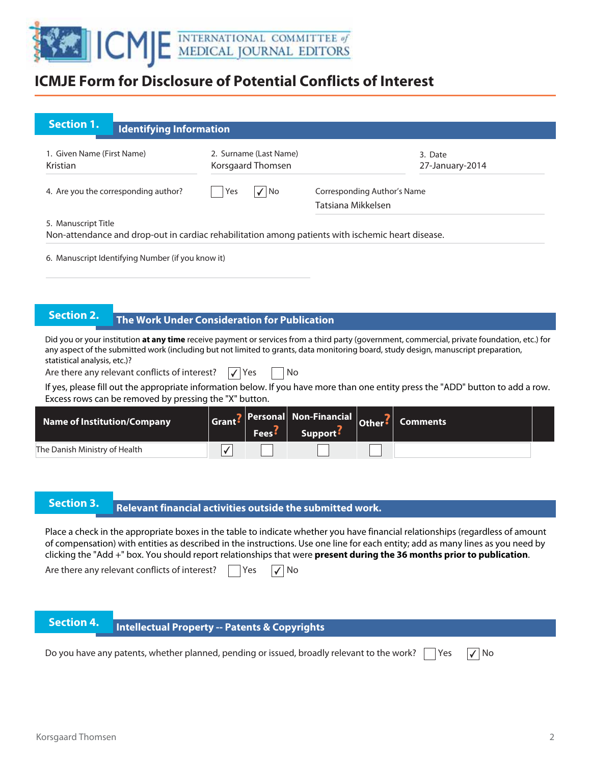# ICMJE Form for Disclosure of Potential Conflicts of Interest

## Section 1. Identifying Information

| 1. Given Name (First Name) | 2. Surname (Last Name) | 3. Date |
|---|---|---|
| Kristian | Korsgaard Thomsen | 27-January-2014 |

4. Are you the corresponding author? ☐ Yes ☑ No

Corresponding Author's Name: Tatsiana Mikkelsen

5. Manuscript Title
Non-attendance and drop-out in cardiac rehabilitation among patients with ischemic heart disease.

6. Manuscript Identifying Number (if you know it)

## Section 2. The Work Under Consideration for Publication

Did you or your institution **at any time** receive payment or services from a third party (government, commercial, private foundation, etc.) for any aspect of the submitted work (including but not limited to grants, data monitoring board, study design, manuscript preparation, statistical analysis, etc.)?

Are there any relevant conflicts of interest? ☑ Yes ☐ No

If yes, please fill out the appropriate information below. If you have more than one entity press the "ADD" button to add a row. Excess rows can be removed by pressing the "X" button.

| Name of Institution/Company | Grant? | Personal Fees? | Non-Financial Support? | Other? | Comments |
|---|---|---|---|---|---|
| The Danish Ministry of Health | ☑ | ☐ | ☐ | ☐ | |

## Section 3. Relevant financial activities outside the submitted work.

Place a check in the appropriate boxes in the table to indicate whether you have financial relationships (regardless of amount of compensation) with entities as described in the instructions. Use one line for each entity; add as many lines as you need by clicking the "Add +" box. You should report relationships that were **present during the 36 months prior to publication**.

Are there any relevant conflicts of interest? ☐ Yes ☑ No

## Section 4. Intellectual Property -- Patents & Copyrights

Do you have any patents, whether planned, pending or issued, broadly relevant to the work? ☐ Yes ☑ No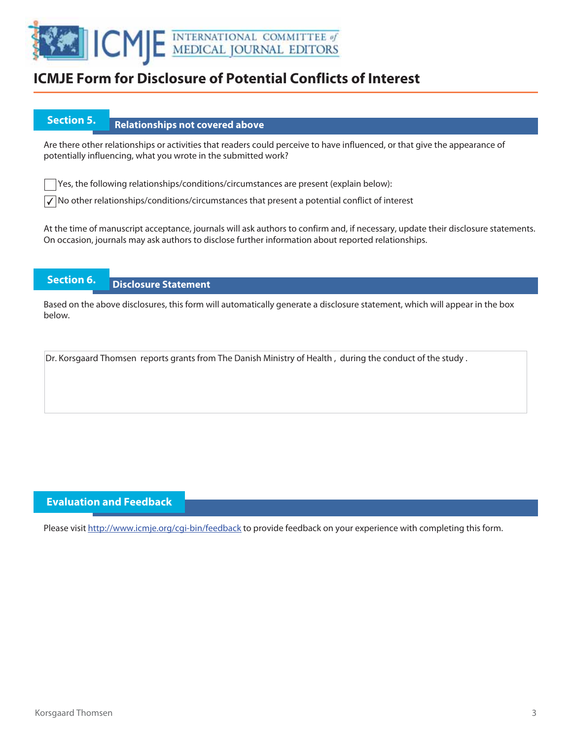# ICMJE Form for Disclosure of Potential Conflicts of Interest

## Section 5. Relationships not covered above

Are there other relationships or activities that readers could perceive to have influenced, or that give the appearance of potentially influencing, what you wrote in the submitted work?

- [ ] Yes, the following relationships/conditions/circumstances are present (explain below):
- [x] No other relationships/conditions/circumstances that present a potential conflict of interest

At the time of manuscript acceptance, journals will ask authors to confirm and, if necessary, update their disclosure statements. On occasion, journals may ask authors to disclose further information about reported relationships.

## Section 6. Disclosure Statement

Based on the above disclosures, this form will automatically generate a disclosure statement, which will appear in the box below.

Dr. Korsgaard Thomsen reports grants from The Danish Ministry of Health, during the conduct of the study.

## Evaluation and Feedback

Please visit http://www.icmje.org/cgi-bin/feedback to provide feedback on your experience with completing this form.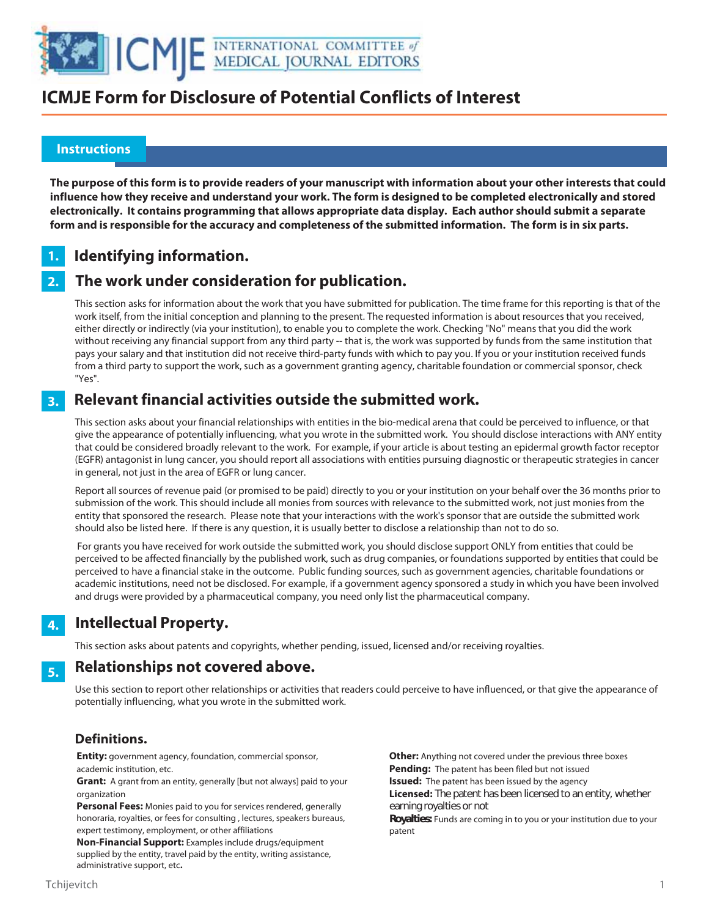# ICMJE Form for Disclosure of Potential Conflicts of Interest

## Instructions

**The purpose of this form is to provide readers of your manuscript with information about your other interests that could influence how they receive and understand your work. The form is designed to be completed electronically and stored electronically. It contains programming that allows appropriate data display. Each author should submit a separate form and is responsible for the accuracy and completeness of the submitted information. The form is in six parts.**

### 1. Identifying information.

### 2. The work under consideration for publication.

This section asks for information about the work that you have submitted for publication. The time frame for this reporting is that of the work itself, from the initial conception and planning to the present. The requested information is about resources that you received, either directly or indirectly (via your institution), to enable you to complete the work. Checking "No" means that you did the work without receiving any financial support from any third party -- that is, the work was supported by funds from the same institution that pays your salary and that institution did not receive third-party funds with which to pay you. If you or your institution received funds from a third party to support the work, such as a government granting agency, charitable foundation or commercial sponsor, check "Yes".

### 3. Relevant financial activities outside the submitted work.

This section asks about your financial relationships with entities in the bio-medical arena that could be perceived to influence, or that give the appearance of potentially influencing, what you wrote in the submitted work. You should disclose interactions with ANY entity that could be considered broadly relevant to the work. For example, if your article is about testing an epidermal growth factor receptor (EGFR) antagonist in lung cancer, you should report all associations with entities pursuing diagnostic or therapeutic strategies in cancer in general, not just in the area of EGFR or lung cancer.

Report all sources of revenue paid (or promised to be paid) directly to you or your institution on your behalf over the 36 months prior to submission of the work. This should include all monies from sources with relevance to the submitted work, not just monies from the entity that sponsored the research. Please note that your interactions with the work's sponsor that are outside the submitted work should also be listed here. If there is any question, it is usually better to disclose a relationship than not to do so.

For grants you have received for work outside the submitted work, you should disclose support ONLY from entities that could be perceived to be affected financially by the published work, such as drug companies, or foundations supported by entities that could be perceived to have a financial stake in the outcome. Public funding sources, such as government agencies, charitable foundations or academic institutions, need not be disclosed. For example, if a government agency sponsored a study in which you have been involved and drugs were provided by a pharmaceutical company, you need only list the pharmaceutical company.

### 4. Intellectual Property.

This section asks about patents and copyrights, whether pending, issued, licensed and/or receiving royalties.

### 5. Relationships not covered above.

Use this section to report other relationships or activities that readers could perceive to have influenced, or that give the appearance of potentially influencing, what you wrote in the submitted work.

### Definitions.

**Entity:** government agency, foundation, commercial sponsor, academic institution, etc.

**Grant:** A grant from an entity, generally [but not always] paid to your organization

**Personal Fees:** Monies paid to you for services rendered, generally honoraria, royalties, or fees for consulting , lectures, speakers bureaus, expert testimony, employment, or other affiliations

**Non-Financial Support:** Examples include drugs/equipment supplied by the entity, travel paid by the entity, writing assistance, administrative support, etc**.**

**Other:** Anything not covered under the previous three boxes

**Pending:** The patent has been filed but not issued

**Issued:** The patent has been issued by the agency

**Licensed:** The patent has been licensed to an entity, whether earning royalties or not

**Royalties:** Funds are coming in to you or your institution due to your patent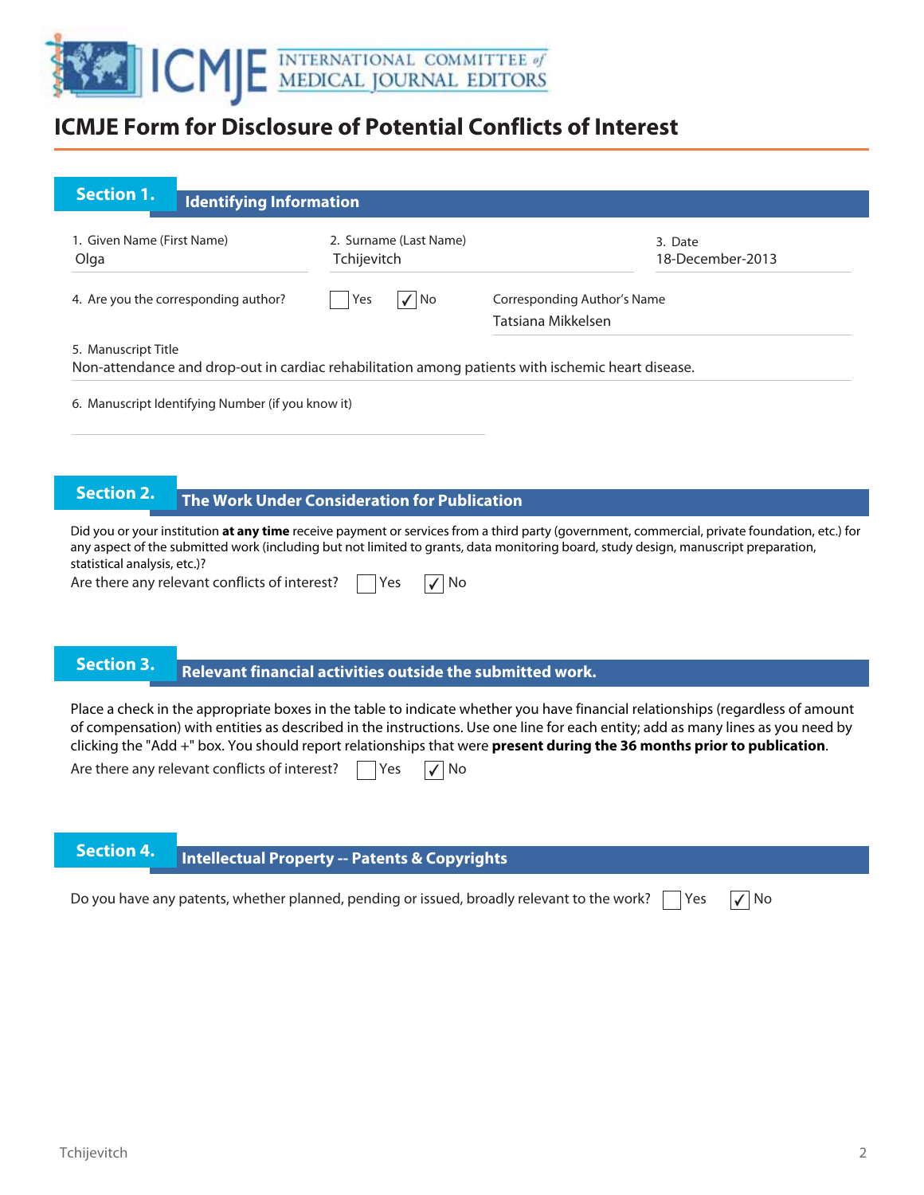# ICMJE Form for Disclosure of Potential Conflicts of Interest

## Section 1. Identifying Information

1. Given Name (First Name)
Olga

2. Surname (Last Name)
Tchijevitch

3. Date
18-December-2013

4. Are you the corresponding author? ☐ Yes ☑ No

Corresponding Author's Name
Tatsiana Mikkelsen

5. Manuscript Title
Non-attendance and drop-out in cardiac rehabilitation among patients with ischemic heart disease.

6. Manuscript Identifying Number (if you know it)

## Section 2. The Work Under Consideration for Publication

Did you or your institution **at any time** receive payment or services from a third party (government, commercial, private foundation, etc.) for any aspect of the submitted work (including but not limited to grants, data monitoring board, study design, manuscript preparation, statistical analysis, etc.)?

Are there any relevant conflicts of interest? ☐ Yes ☑ No

## Section 3. Relevant financial activities outside the submitted work.

Place a check in the appropriate boxes in the table to indicate whether you have financial relationships (regardless of amount of compensation) with entities as described in the instructions. Use one line for each entity; add as many lines as you need by clicking the "Add +" box. You should report relationships that were **present during the 36 months prior to publication**.

Are there any relevant conflicts of interest? ☐ Yes ☑ No

## Section 4. Intellectual Property -- Patents & Copyrights

Do you have any patents, whether planned, pending or issued, broadly relevant to the work? ☐ Yes ☑ No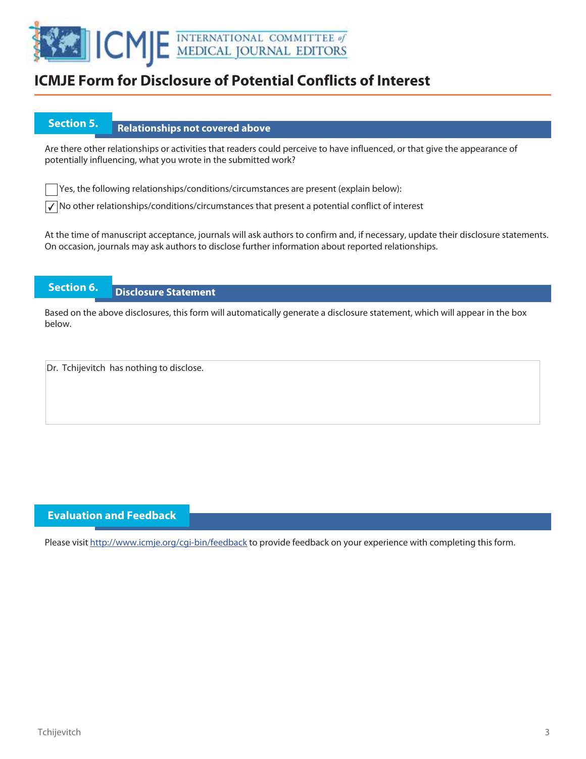# ICMJE Form for Disclosure of Potential Conflicts of Interest

## Section 5. Relationships not covered above

Are there other relationships or activities that readers could perceive to have influenced, or that give the appearance of potentially influencing, what you wrote in the submitted work?

☐ Yes, the following relationships/conditions/circumstances are present (explain below):

☑ No other relationships/conditions/circumstances that present a potential conflict of interest

At the time of manuscript acceptance, journals will ask authors to confirm and, if necessary, update their disclosure statements. On occasion, journals may ask authors to disclose further information about reported relationships.

## Section 6. Disclosure Statement

Based on the above disclosures, this form will automatically generate a disclosure statement, which will appear in the box below.

Dr. Tchijevitch has nothing to disclose.

## Evaluation and Feedback

Please visit http://www.icmje.org/cgi-bin/feedback to provide feedback on your experience with completing this form.